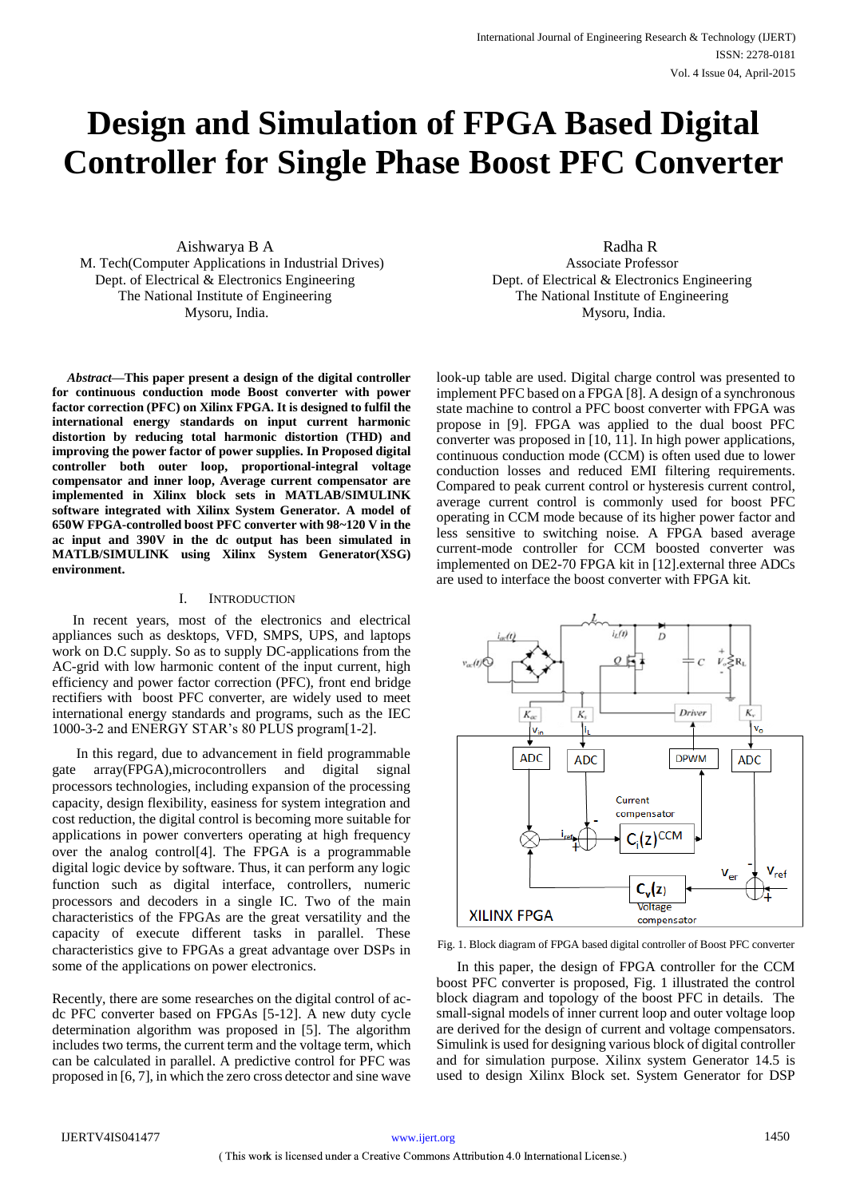# Design and Simulation of FPGA Based Digital Controller for Single Phase Boost PFC Converter

Aishwarya B A
M. Tech(Computer Applications in Industrial Drives)
Dept. of Electrical & Electronics Engineering
The National Institute of Engineering
Mysoru, India.

Radha R
Associate Professor
Dept. of Electrical & Electronics Engineering
The National Institute of Engineering
Mysoru, India.

***Abstract*—This paper present a design of the digital controller for continuous conduction mode Boost converter with power factor correction (PFC) on Xilinx FPGA. It is designed to fulfil the international energy standards on input current harmonic distortion by reducing total harmonic distortion (THD) and improving the power factor of power supplies. In Proposed digital controller both outer loop, proportional-integral voltage compensator and inner loop, Average current compensator are implemented in Xilinx block sets in MATLAB/SIMULINK software integrated with Xilinx System Generator. A model of 650W FPGA-controlled boost PFC converter with 98~120 V in the ac input and 390V in the dc output has been simulated in MATLB/SIMULINK using Xilinx System Generator(XSG) environment.**

## I. Introduction

In recent years, most of the electronics and electrical appliances such as desktops, VFD, SMPS, UPS, and laptops work on D.C supply. So as to supply DC-applications from the AC-grid with low harmonic content of the input current, high efficiency and power factor correction (PFC), front end bridge rectifiers with boost PFC converter, are widely used to meet international energy standards and programs, such as the IEC 1000-3-2 and ENERGY STAR's 80 PLUS program[1-2].

In this regard, due to advancement in field programmable gate array(FPGA),microcontrollers and digital signal processors technologies, including expansion of the processing capacity, design flexibility, easiness for system integration and cost reduction, the digital control is becoming more suitable for applications in power converters operating at high frequency over the analog control[4]. The FPGA is a programmable digital logic device by software. Thus, it can perform any logic function such as digital interface, controllers, numeric processors and decoders in a single IC. Two of the main characteristics of the FPGAs are the great versatility and the capacity of execute different tasks in parallel. These characteristics give to FPGAs a great advantage over DSPs in some of the applications on power electronics.

Recently, there are some researches on the digital control of ac-dc PFC converter based on FPGAs [5-12]. A new duty cycle determination algorithm was proposed in [5]. The algorithm includes two terms, the current term and the voltage term, which can be calculated in parallel. A predictive control for PFC was proposed in [6, 7], in which the zero cross detector and sine wave look-up table are used. Digital charge control was presented to implement PFC based on a FPGA [8]. A design of a synchronous state machine to control a PFC boost converter with FPGA was propose in [9]. FPGA was applied to the dual boost PFC converter was proposed in [10, 11]. In high power applications, continuous conduction mode (CCM) is often used due to lower conduction losses and reduced EMI filtering requirements. Compared to peak current control or hysteresis current control, average current control is commonly used for boost PFC operating in CCM mode because of its higher power factor and less sensitive to switching noise. A FPGA based average current-mode controller for CCM boosted converter was implemented on DE2-70 FPGA kit in [12].external three ADCs are used to interface the boost converter with FPGA kit.

Fig. 1. Block diagram of FPGA based digital controller of Boost PFC converter

In this paper, the design of FPGA controller for the CCM boost PFC converter is proposed, Fig. 1 illustrated the control block diagram and topology of the boost PFC in details. The small-signal models of inner current loop and outer voltage loop are derived for the design of current and voltage compensators. Simulink is used for designing various block of digital controller and for simulation purpose. Xilinx system Generator 14.5 is used to design Xilinx Block set. System Generator for DSP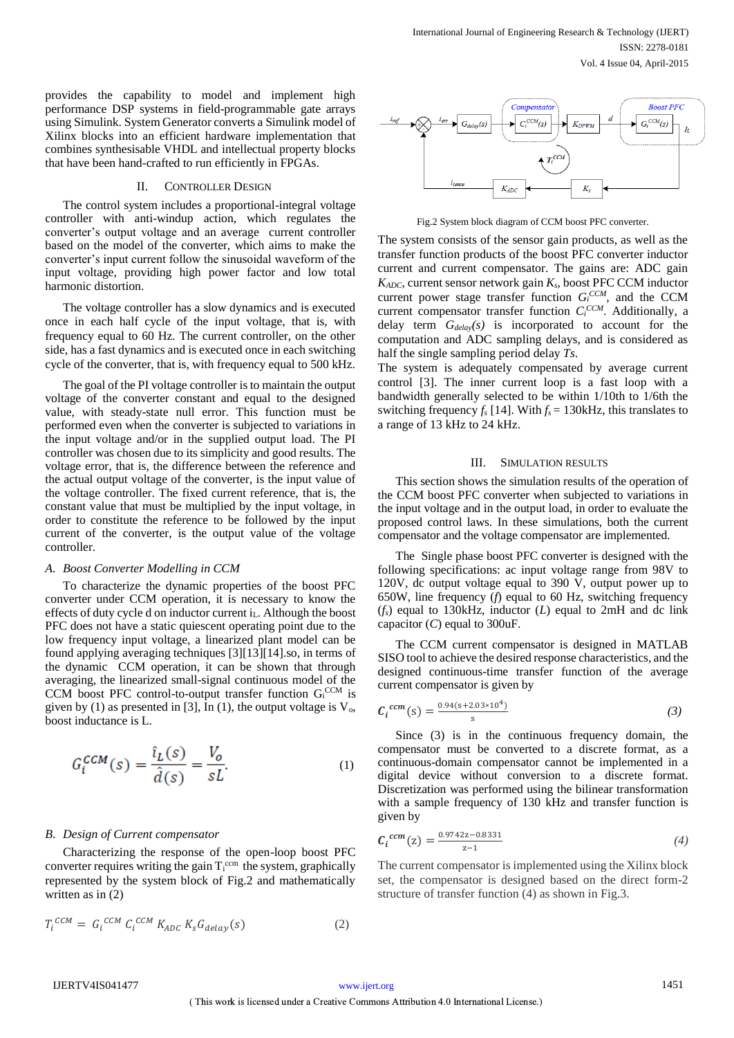provides the capability to model and implement high performance DSP systems in field-programmable gate arrays using Simulink. System Generator converts a Simulink model of Xilinx blocks into an efficient hardware implementation that combines synthesisable VHDL and intellectual property blocks that have been hand-crafted to run efficiently in FPGAs.

## II. CONTROLLER DESIGN

The control system includes a proportional-integral voltage controller with anti-windup action, which regulates the converter's output voltage and an average current controller based on the model of the converter, which aims to make the converter's input current follow the sinusoidal waveform of the input voltage, providing high power factor and low total harmonic distortion.

The voltage controller has a slow dynamics and is executed once in each half cycle of the input voltage, that is, with frequency equal to 60 Hz. The current controller, on the other side, has a fast dynamics and is executed once in each switching cycle of the converter, that is, with frequency equal to 500 kHz.

The goal of the PI voltage controller is to maintain the output voltage of the converter constant and equal to the designed value, with steady-state null error. This function must be performed even when the converter is subjected to variations in the input voltage and/or in the supplied output load. The PI controller was chosen due to its simplicity and good results. The voltage error, that is, the difference between the reference and the actual output voltage of the converter, is the input value of the voltage controller. The fixed current reference, that is, the constant value that must be multiplied by the input voltage, in order to constitute the reference to be followed by the input current of the converter, is the output value of the voltage controller.

### *A. Boost Converter Modelling in CCM*

To characterize the dynamic properties of the boost PFC converter under CCM operation, it is necessary to know the effects of duty cycle d on inductor current $i_L$. Although the boost PFC does not have a static quiescent operating point due to the low frequency input voltage, a linearized plant model can be found applying averaging techniques [3][13][14].so, in terms of the dynamic CCM operation, it can be shown that through averaging, the linearized small-signal continuous model of the CCM boost PFC control-to-output transfer function $G_i^{CCM}$ is given by (1) as presented in [3], In (1), the output voltage is $V_o$, boost inductance is L.

$$G_i^{CCM}(s) = \frac{\hat{i}_L(s)}{\hat{d}(s)} = \frac{V_o}{sL}. \tag{1}$$

### *B. Design of Current compensator*

Characterizing the response of the open-loop boost PFC converter requires writing the gain $T_i^{ccm}$ the system, graphically represented by the system block of Fig.2 and mathematically written as in (2)

$$T_i^{CCM} = G_i^{CCM} C_i^{CCM} K_{ADC} K_s G_{delay}(s) \tag{2}$$

Fig.2 System block diagram of CCM boost PFC converter.

The system consists of the sensor gain products, as well as the transfer function products of the boost PFC converter inductor current and current compensator. The gains are: ADC gain $K_{ADC}$, current sensor network gain $K_s$, boost PFC CCM inductor current power stage transfer function $G_i^{CCM}$, and the CCM current compensator transfer function $C_i^{CCM}$. Additionally, a delay term $G_{delay}(s)$ is incorporated to account for the computation and ADC sampling delays, and is considered as half the single sampling period delay *Ts*.

The system is adequately compensated by average current control [3]. The inner current loop is a fast loop with a bandwidth generally selected to be within 1/10th to 1/6th the switching frequency $f_s$ [14]. With $f_s$ = 130kHz, this translates to a range of 13 kHz to 24 kHz.

## III. SIMULATION RESULTS

This section shows the simulation results of the operation of the CCM boost PFC converter when subjected to variations in the input voltage and in the output load, in order to evaluate the proposed control laws. In these simulations, both the current compensator and the voltage compensator are implemented.

The Single phase boost PFC converter is designed with the following specifications: ac input voltage range from 98V to 120V, dc output voltage equal to 390 V, output power up to 650W, line frequency (*f*) equal to 60 Hz, switching frequency ($f_s$) equal to 130kHz, inductor (*L*) equal to 2mH and dc link capacitor (*C*) equal to 300uF.

The CCM current compensator is designed in MATLAB SISO tool to achieve the desired response characteristics, and the designed continuous-time transfer function of the average current compensator is given by

$$C_i^{ccm}(s) = \frac{0.94(s+2.03*10^4)}{s} \tag{3}$$

Since (3) is in the continuous frequency domain, the compensator must be converted to a discrete format, as a continuous-domain compensator cannot be implemented in a digital device without conversion to a discrete format. Discretization was performed using the bilinear transformation with a sample frequency of 130 kHz and transfer function is given by

$$C_i^{ccm}(z) = \frac{0.9742z-0.8331}{z-1} \tag{4}$$

The current compensator is implemented using the Xilinx block set, the compensator is designed based on the direct form-2 structure of transfer function (4) as shown in Fig.3.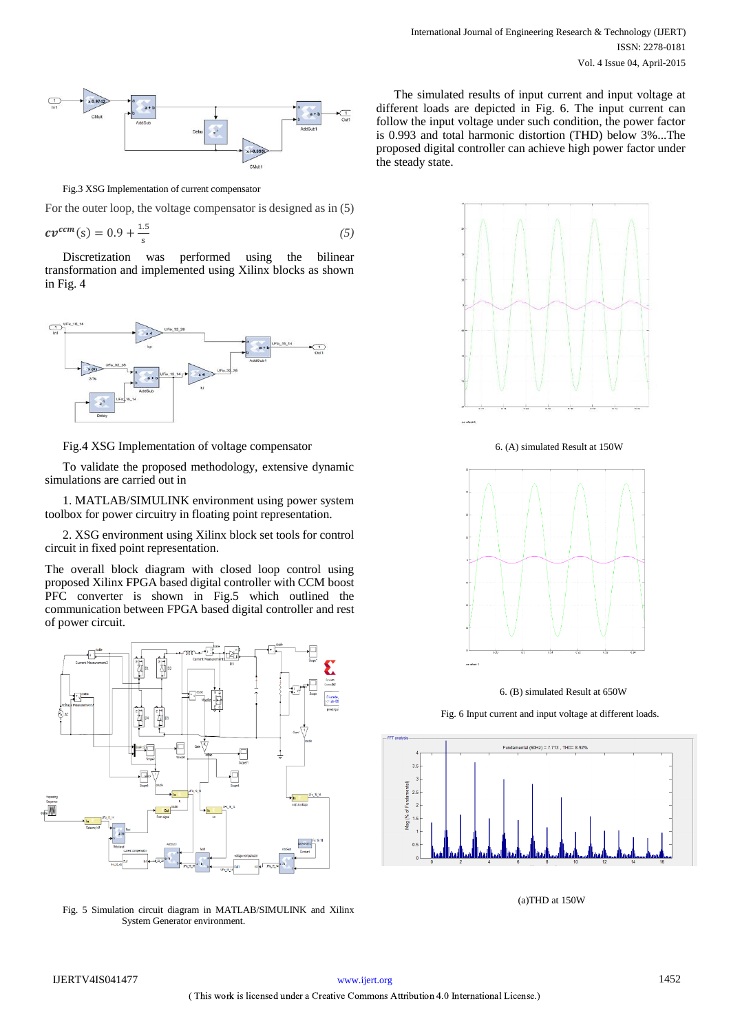Fig.3 XSG Implementation of current compensator

For the outer loop, the voltage compensator is designed as in (5)

$$cv^{ccm}(s) = 0.9 + \frac{1.5}{s} \qquad (5)$$

Discretization was performed using the bilinear transformation and implemented using Xilinx blocks as shown in Fig. 4

Fig.4 XSG Implementation of voltage compensator

To validate the proposed methodology, extensive dynamic simulations are carried out in

1. MATLAB/SIMULINK environment using power system toolbox for power circuitry in floating point representation.

2. XSG environment using Xilinx block set tools for control circuit in fixed point representation.

The overall block diagram with closed loop control using proposed Xilinx FPGA based digital controller with CCM boost PFC converter is shown in Fig.5 which outlined the communication between FPGA based digital controller and rest of power circuit.

Fig. 5 Simulation circuit diagram in MATLAB/SIMULINK and Xilinx System Generator environment.

The simulated results of input current and input voltage at different loads are depicted in Fig. 6. The input current can follow the input voltage under such condition, the power factor is 0.993 and total harmonic distortion (THD) below 3%...The proposed digital controller can achieve high power factor under the steady state.

6. (A) simulated Result at 150W

6. (B) simulated Result at 650W

Fig. 6 Input current and input voltage at different loads.

(a)THD at 150W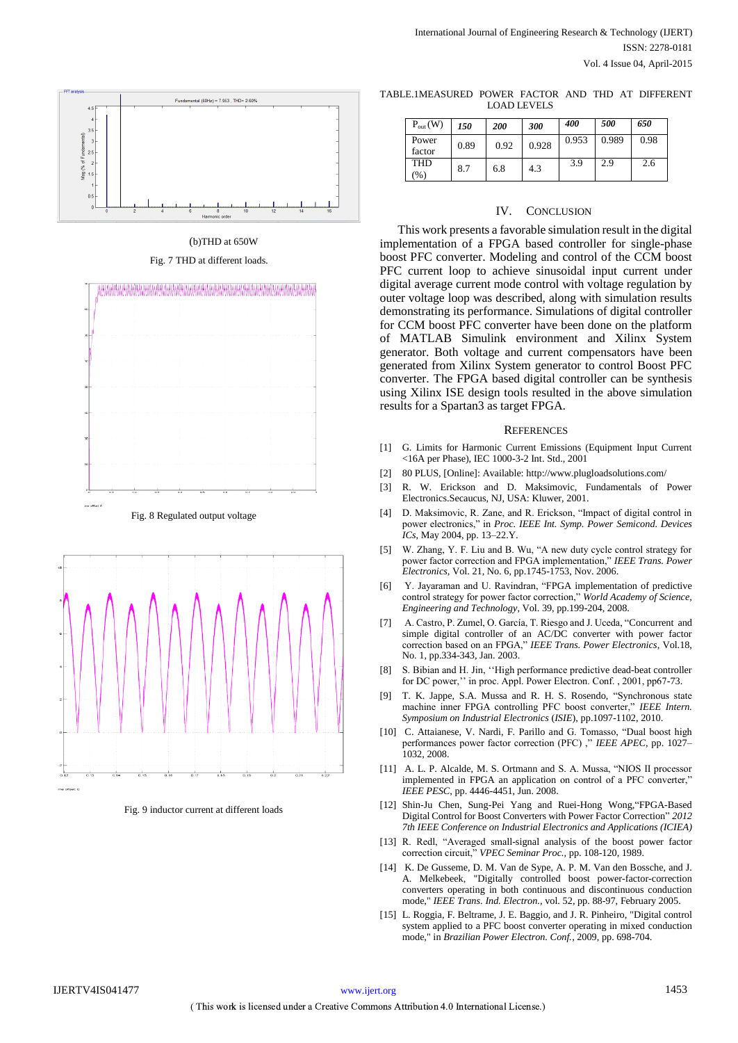FFT analysis

Fundamental (60Hz) = 7.953 , THD= 2.60%

Mag (% of Fundamental)

Harmonic order

(b)THD at 650W

Fig. 7 THD at different loads.

Fig. 8 Regulated output voltage

Fig. 9 inductor current at different loads

TABLE.1MEASURED POWER FACTOR AND THD AT DIFFERENT LOAD LEVELS

| $P_{out}$ (W) | *150* | *200* | *300* | *400* | *500* | *650* |
|---|---|---|---|---|---|---|
| Power factor | 0.89 | 0.92 | 0.928 | 0.953 | 0.989 | 0.98 |
| THD (%) | 8.7 | 6.8 | 4.3 | 3.9 | 2.9 | 2.6 |

## IV. CONCLUSION

This work presents a favorable simulation result in the digital implementation of a FPGA based controller for single-phase boost PFC converter. Modeling and control of the CCM boost PFC current loop to achieve sinusoidal input current under digital average current mode control with voltage regulation by outer voltage loop was described, along with simulation results demonstrating its performance. Simulations of digital controller for CCM boost PFC converter have been done on the platform of MATLAB Simulink environment and Xilinx System generator. Both voltage and current compensators have been generated from Xilinx System generator to control Boost PFC converter. The FPGA based digital controller can be synthesis using Xilinx ISE design tools resulted in the above simulation results for a Spartan3 as target FPGA.

## REFERENCES

[1] G. Limits for Harmonic Current Emissions (Equipment Input Current <16A per Phase), IEC 1000-3-2 Int. Std., 2001

[2] 80 PLUS, [Online]: Available: http://www.plugloadsolutions.com/

[3] R. W. Erickson and D. Maksimovic, Fundamentals of Power Electronics.Secaucus, NJ, USA: Kluwer, 2001.

[4] D. Maksimovic, R. Zane, and R. Erickson, "Impact of digital control in power electronics," in *Proc. IEEE Int. Symp. Power Semicond. Devices ICs*, May 2004, pp. 13–22.Y.

[5] W. Zhang, Y. F. Liu and B. Wu, "A new duty cycle control strategy for power factor correction and FPGA implementation," *IEEE Trans. Power Electronics*, Vol. 21, No. 6, pp.1745-1753, Nov. 2006.

[6] Y. Jayaraman and U. Ravindran, "FPGA implementation of predictive control strategy for power factor correction," *World Academy of Science, Engineering and Technology*, Vol. 39, pp.199-204, 2008.

[7] A. Castro, P. Zumel, O. García, T. Riesgo and J. Uceda, "Concurrent and simple digital controller of an AC/DC converter with power factor correction based on an FPGA," *IEEE Trans. Power Electronics*, Vol.18, No. 1, pp.334-343, Jan. 2003.

[8] S. Bibian and H. Jin, ''High performance predictive dead-beat controller for DC power,'' in proc. Appl. Power Electron. Conf. , 2001, pp67-73.

[9] T. K. Jappe, S.A. Mussa and R. H. S. Rosendo, "Synchronous state machine inner FPGA controlling PFC boost converter," *IEEE Intern. Symposium on Industrial Electronics* (*ISIE*), pp.1097-1102, 2010.

[10] C. Attaianese, V. Nardi, F. Parillo and G. Tomasso, "Dual boost high performances power factor correction (PFC) ," *IEEE APEC*, pp. 1027–1032, 2008.

[11] A. L. P. Alcalde, M. S. Ortmann and S. A. Mussa, "NIOS II processor implemented in FPGA an application on control of a PFC converter," *IEEE PESC*, pp. 4446-4451, Jun. 2008.

[12] Shin-Ju Chen, Sung-Pei Yang and Ruei-Hong Wong,"FPGA-Based Digital Control for Boost Converters with Power Factor Correction" *2012 7th IEEE Conference on Industrial Electronics and Applications (ICIEA)*

[13] R. Redl, "Averaged small-signal analysis of the boost power factor correction circuit," *VPEC Seminar Proc.*, pp. 108-120, 1989.

[14] K. De Gusseme, D. M. Van de Sype, A. P. M. Van den Bossche, and J. A. Melkebeek, "Digitally controlled boost power-factor-correction converters operating in both continuous and discontinuous conduction mode," *IEEE Trans. Ind. Electron.*, vol. 52, pp. 88-97, February 2005.

[15] L. Roggia, F. Beltrame, J. E. Baggio, and J. R. Pinheiro, "Digital control system applied to a PFC boost converter operating in mixed conduction mode," in *Brazilian Power Electron. Conf.*, 2009, pp. 698-704.